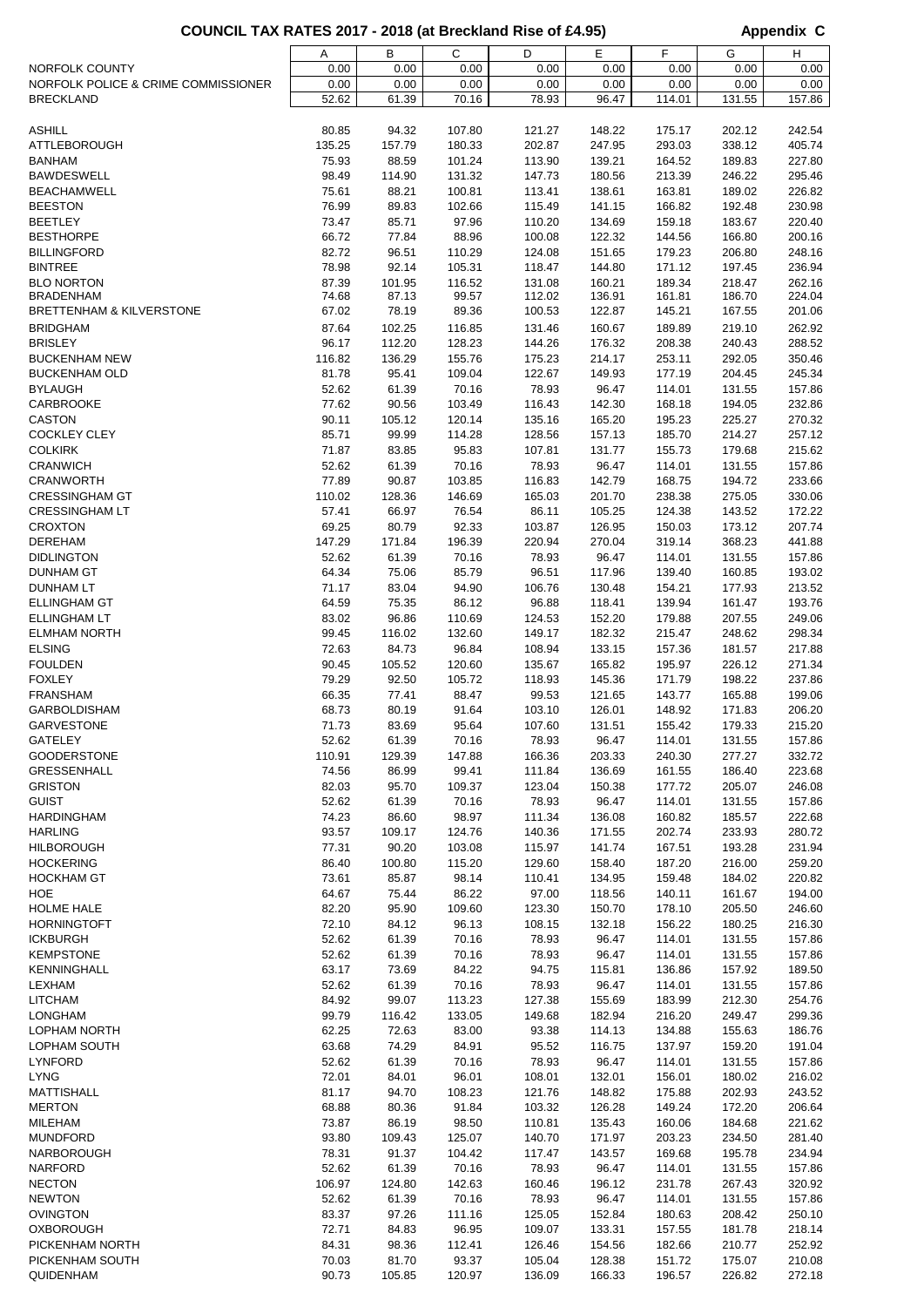# COUNCIL TAX RATES 2017 - 2018 (at Breckland Rise of £4.95)

**Appendix C**

| | A | B | C | D | E | F | G | H |
|---|---|---|---|---|---|---|---|---|
| NORFOLK COUNTY | 0.00 | 0.00 | 0.00 | 0.00 | 0.00 | 0.00 | 0.00 | 0.00 |
| NORFOLK POLICE & CRIME COMMISSIONER | 0.00 | 0.00 | 0.00 | 0.00 | 0.00 | 0.00 | 0.00 | 0.00 |
| BRECKLAND | 52.62 | 61.39 | 70.16 | 78.93 | 96.47 | 114.01 | 131.55 | 157.86 |
| | | | | | | | | |
| ASHILL | 80.85 | 94.32 | 107.80 | 121.27 | 148.22 | 175.17 | 202.12 | 242.54 |
| ATTLEBOROUGH | 135.25 | 157.79 | 180.33 | 202.87 | 247.95 | 293.03 | 338.12 | 405.74 |
| BANHAM | 75.93 | 88.59 | 101.24 | 113.90 | 139.21 | 164.52 | 189.83 | 227.80 |
| BAWDESWELL | 98.49 | 114.90 | 131.32 | 147.73 | 180.56 | 213.39 | 246.22 | 295.46 |
| BEACHAMWELL | 75.61 | 88.21 | 100.81 | 113.41 | 138.61 | 163.81 | 189.02 | 226.82 |
| BEESTON | 76.99 | 89.83 | 102.66 | 115.49 | 141.15 | 166.82 | 192.48 | 230.98 |
| BEETLEY | 73.47 | 85.71 | 97.96 | 110.20 | 134.69 | 159.18 | 183.67 | 220.40 |
| BESTHORPE | 66.72 | 77.84 | 88.96 | 100.08 | 122.32 | 144.56 | 166.80 | 200.16 |
| BILLINGFORD | 82.72 | 96.51 | 110.29 | 124.08 | 151.65 | 179.23 | 206.80 | 248.16 |
| BINTREE | 78.98 | 92.14 | 105.31 | 118.47 | 144.80 | 171.12 | 197.45 | 236.94 |
| BLO NORTON | 87.39 | 101.95 | 116.52 | 131.08 | 160.21 | 189.34 | 218.47 | 262.16 |
| BRADENHAM | 74.68 | 87.13 | 99.57 | 112.02 | 136.91 | 161.81 | 186.70 | 224.04 |
| BRETTENHAM & KILVERSTONE | 67.02 | 78.19 | 89.36 | 100.53 | 122.87 | 145.21 | 167.55 | 201.06 |
| BRIDGHAM | 87.64 | 102.25 | 116.85 | 131.46 | 160.67 | 189.89 | 219.10 | 262.92 |
| BRISLEY | 96.17 | 112.20 | 128.23 | 144.26 | 176.32 | 208.38 | 240.43 | 288.52 |
| BUCKENHAM NEW | 116.82 | 136.29 | 155.76 | 175.23 | 214.17 | 253.11 | 292.05 | 350.46 |
| BUCKENHAM OLD | 81.78 | 95.41 | 109.04 | 122.67 | 149.93 | 177.19 | 204.45 | 245.34 |
| BYLAUGH | 52.62 | 61.39 | 70.16 | 78.93 | 96.47 | 114.01 | 131.55 | 157.86 |
| CARBROOKE | 77.62 | 90.56 | 103.49 | 116.43 | 142.30 | 168.18 | 194.05 | 232.86 |
| CASTON | 90.11 | 105.12 | 120.14 | 135.16 | 165.20 | 195.23 | 225.27 | 270.32 |
| COCKLEY CLEY | 85.71 | 99.99 | 114.28 | 128.56 | 157.13 | 185.70 | 214.27 | 257.12 |
| COLKIRK | 71.87 | 83.85 | 95.83 | 107.81 | 131.77 | 155.73 | 179.68 | 215.62 |
| CRANWICH | 52.62 | 61.39 | 70.16 | 78.93 | 96.47 | 114.01 | 131.55 | 157.86 |
| CRANWORTH | 77.89 | 90.87 | 103.85 | 116.83 | 142.79 | 168.75 | 194.72 | 233.66 |
| CRESSINGHAM GT | 110.02 | 128.36 | 146.69 | 165.03 | 201.70 | 238.38 | 275.05 | 330.06 |
| CRESSINGHAM LT | 57.41 | 66.97 | 76.54 | 86.11 | 105.25 | 124.38 | 143.52 | 172.22 |
| CROXTON | 69.25 | 80.79 | 92.33 | 103.87 | 126.95 | 150.03 | 173.12 | 207.74 |
| DEREHAM | 147.29 | 171.84 | 196.39 | 220.94 | 270.04 | 319.14 | 368.23 | 441.88 |
| DIDLINGTON | 52.62 | 61.39 | 70.16 | 78.93 | 96.47 | 114.01 | 131.55 | 157.86 |
| DUNHAM GT | 64.34 | 75.06 | 85.79 | 96.51 | 117.96 | 139.40 | 160.85 | 193.02 |
| DUNHAM LT | 71.17 | 83.04 | 94.90 | 106.76 | 130.48 | 154.21 | 177.93 | 213.52 |
| ELLINGHAM GT | 64.59 | 75.35 | 86.12 | 96.88 | 118.41 | 139.94 | 161.47 | 193.76 |
| ELLINGHAM LT | 83.02 | 96.86 | 110.69 | 124.53 | 152.20 | 179.88 | 207.55 | 249.06 |
| ELMHAM NORTH | 99.45 | 116.02 | 132.60 | 149.17 | 182.32 | 215.47 | 248.62 | 298.34 |
| ELSING | 72.63 | 84.73 | 96.84 | 108.94 | 133.15 | 157.36 | 181.57 | 217.88 |
| FOULDEN | 90.45 | 105.52 | 120.60 | 135.67 | 165.82 | 195.97 | 226.12 | 271.34 |
| FOXLEY | 79.29 | 92.50 | 105.72 | 118.93 | 145.36 | 171.79 | 198.22 | 237.86 |
| FRANSHAM | 66.35 | 77.41 | 88.47 | 99.53 | 121.65 | 143.77 | 165.88 | 199.06 |
| GARBOLDISHAM | 68.73 | 80.19 | 91.64 | 103.10 | 126.01 | 148.92 | 171.83 | 206.20 |
| GARVESTONE | 71.73 | 83.69 | 95.64 | 107.60 | 131.51 | 155.42 | 179.33 | 215.20 |
| GATELEY | 52.62 | 61.39 | 70.16 | 78.93 | 96.47 | 114.01 | 131.55 | 157.86 |
| GOODERSTONE | 110.91 | 129.39 | 147.88 | 166.36 | 203.33 | 240.30 | 277.27 | 332.72 |
| GRESSENHALL | 74.56 | 86.99 | 99.41 | 111.84 | 136.69 | 161.55 | 186.40 | 223.68 |
| GRISTON | 82.03 | 95.70 | 109.37 | 123.04 | 150.38 | 177.72 | 205.07 | 246.08 |
| GUIST | 52.62 | 61.39 | 70.16 | 78.93 | 96.47 | 114.01 | 131.55 | 157.86 |
| HARDINGHAM | 74.23 | 86.60 | 98.97 | 111.34 | 136.08 | 160.82 | 185.57 | 222.68 |
| HARLING | 93.57 | 109.17 | 124.76 | 140.36 | 171.55 | 202.74 | 233.93 | 280.72 |
| HILBOROUGH | 77.31 | 90.20 | 103.08 | 115.97 | 141.74 | 167.51 | 193.28 | 231.94 |
| HOCKERING | 86.40 | 100.80 | 115.20 | 129.60 | 158.40 | 187.20 | 216.00 | 259.20 |
| HOCKHAM GT | 73.61 | 85.87 | 98.14 | 110.41 | 134.95 | 159.48 | 184.02 | 220.82 |
| HOE | 64.67 | 75.44 | 86.22 | 97.00 | 118.56 | 140.11 | 161.67 | 194.00 |
| HOLME HALE | 82.20 | 95.90 | 109.60 | 123.30 | 150.70 | 178.10 | 205.50 | 246.60 |
| HORNINGTOFT | 72.10 | 84.12 | 96.13 | 108.15 | 132.18 | 156.22 | 180.25 | 216.30 |
| ICKBURGH | 52.62 | 61.39 | 70.16 | 78.93 | 96.47 | 114.01 | 131.55 | 157.86 |
| KEMPSTONE | 52.62 | 61.39 | 70.16 | 78.93 | 96.47 | 114.01 | 131.55 | 157.86 |
| KENNINGHALL | 63.17 | 73.69 | 84.22 | 94.75 | 115.81 | 136.86 | 157.92 | 189.50 |
| LEXHAM | 52.62 | 61.39 | 70.16 | 78.93 | 96.47 | 114.01 | 131.55 | 157.86 |
| LITCHAM | 84.92 | 99.07 | 113.23 | 127.38 | 155.69 | 183.99 | 212.30 | 254.76 |
| LONGHAM | 99.79 | 116.42 | 133.05 | 149.68 | 182.94 | 216.20 | 249.47 | 299.36 |
| LOPHAM NORTH | 62.25 | 72.63 | 83.00 | 93.38 | 114.13 | 134.88 | 155.63 | 186.76 |
| LOPHAM SOUTH | 63.68 | 74.29 | 84.91 | 95.52 | 116.75 | 137.97 | 159.20 | 191.04 |
| LYNFORD | 52.62 | 61.39 | 70.16 | 78.93 | 96.47 | 114.01 | 131.55 | 157.86 |
| LYNG | 72.01 | 84.01 | 96.01 | 108.01 | 132.01 | 156.01 | 180.02 | 216.02 |
| MATTISHALL | 81.17 | 94.70 | 108.23 | 121.76 | 148.82 | 175.88 | 202.93 | 243.52 |
| MERTON | 68.88 | 80.36 | 91.84 | 103.32 | 126.28 | 149.24 | 172.20 | 206.64 |
| MILEHAM | 73.87 | 86.19 | 98.50 | 110.81 | 135.43 | 160.06 | 184.68 | 221.62 |
| MUNDFORD | 93.80 | 109.43 | 125.07 | 140.70 | 171.97 | 203.23 | 234.50 | 281.40 |
| NARBOROUGH | 78.31 | 91.37 | 104.42 | 117.47 | 143.57 | 169.68 | 195.78 | 234.94 |
| NARFORD | 52.62 | 61.39 | 70.16 | 78.93 | 96.47 | 114.01 | 131.55 | 157.86 |
| NECTON | 106.97 | 124.80 | 142.63 | 160.46 | 196.12 | 231.78 | 267.43 | 320.92 |
| NEWTON | 52.62 | 61.39 | 70.16 | 78.93 | 96.47 | 114.01 | 131.55 | 157.86 |
| OVINGTON | 83.37 | 97.26 | 111.16 | 125.05 | 152.84 | 180.63 | 208.42 | 250.10 |
| OXBOROUGH | 72.71 | 84.83 | 96.95 | 109.07 | 133.31 | 157.55 | 181.78 | 218.14 |
| PICKENHAM NORTH | 84.31 | 98.36 | 112.41 | 126.46 | 154.56 | 182.66 | 210.77 | 252.92 |
| PICKENHAM SOUTH | 70.03 | 81.70 | 93.37 | 105.04 | 128.38 | 151.72 | 175.07 | 210.08 |
| QUIDENHAM | 90.73 | 105.85 | 120.97 | 136.09 | 166.33 | 196.57 | 226.82 | 272.18 |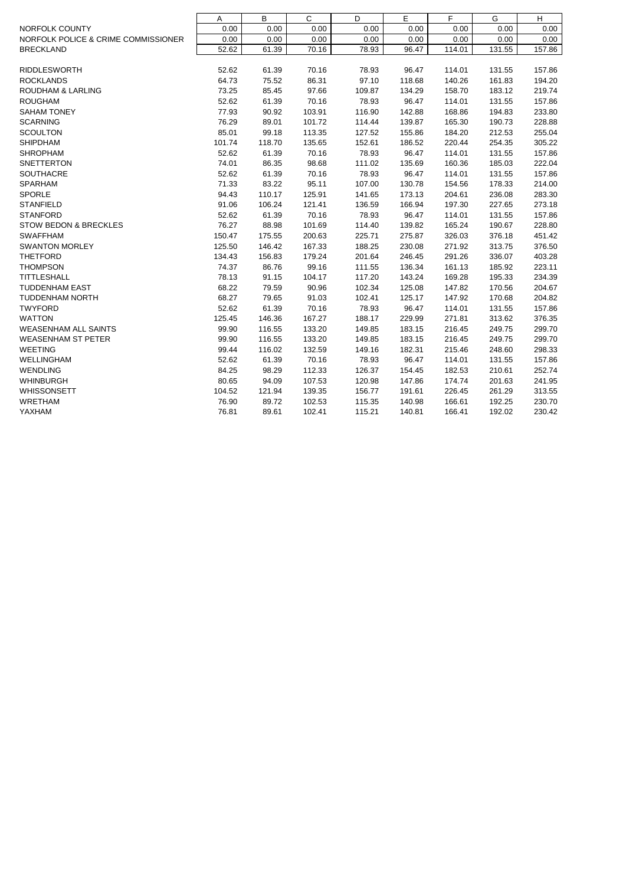| | A | B | C | D | E | F | G | H |
|---|---|---|---|---|---|---|---|---|
| NORFOLK COUNTY | 0.00 | 0.00 | 0.00 | 0.00 | 0.00 | 0.00 | 0.00 | 0.00 |
| NORFOLK POLICE & CRIME COMMISSIONER | 0.00 | 0.00 | 0.00 | 0.00 | 0.00 | 0.00 | 0.00 | 0.00 |
| BRECKLAND | 52.62 | 61.39 | 70.16 | 78.93 | 96.47 | 114.01 | 131.55 | 157.86 |
| RIDDLESWORTH | 52.62 | 61.39 | 70.16 | 78.93 | 96.47 | 114.01 | 131.55 | 157.86 |
| ROCKLANDS | 64.73 | 75.52 | 86.31 | 97.10 | 118.68 | 140.26 | 161.83 | 194.20 |
| ROUDHAM & LARLING | 73.25 | 85.45 | 97.66 | 109.87 | 134.29 | 158.70 | 183.12 | 219.74 |
| ROUGHAM | 52.62 | 61.39 | 70.16 | 78.93 | 96.47 | 114.01 | 131.55 | 157.86 |
| SAHAM TONEY | 77.93 | 90.92 | 103.91 | 116.90 | 142.88 | 168.86 | 194.83 | 233.80 |
| SCARNING | 76.29 | 89.01 | 101.72 | 114.44 | 139.87 | 165.30 | 190.73 | 228.88 |
| SCOULTON | 85.01 | 99.18 | 113.35 | 127.52 | 155.86 | 184.20 | 212.53 | 255.04 |
| SHIPDHAM | 101.74 | 118.70 | 135.65 | 152.61 | 186.52 | 220.44 | 254.35 | 305.22 |
| SHROPHAM | 52.62 | 61.39 | 70.16 | 78.93 | 96.47 | 114.01 | 131.55 | 157.86 |
| SNETTERTON | 74.01 | 86.35 | 98.68 | 111.02 | 135.69 | 160.36 | 185.03 | 222.04 |
| SOUTHACRE | 52.62 | 61.39 | 70.16 | 78.93 | 96.47 | 114.01 | 131.55 | 157.86 |
| SPARHAM | 71.33 | 83.22 | 95.11 | 107.00 | 130.78 | 154.56 | 178.33 | 214.00 |
| SPORLE | 94.43 | 110.17 | 125.91 | 141.65 | 173.13 | 204.61 | 236.08 | 283.30 |
| STANFIELD | 91.06 | 106.24 | 121.41 | 136.59 | 166.94 | 197.30 | 227.65 | 273.18 |
| STANFORD | 52.62 | 61.39 | 70.16 | 78.93 | 96.47 | 114.01 | 131.55 | 157.86 |
| STOW BEDON & BRECKLES | 76.27 | 88.98 | 101.69 | 114.40 | 139.82 | 165.24 | 190.67 | 228.80 |
| SWAFFHAM | 150.47 | 175.55 | 200.63 | 225.71 | 275.87 | 326.03 | 376.18 | 451.42 |
| SWANTON MORLEY | 125.50 | 146.42 | 167.33 | 188.25 | 230.08 | 271.92 | 313.75 | 376.50 |
| THETFORD | 134.43 | 156.83 | 179.24 | 201.64 | 246.45 | 291.26 | 336.07 | 403.28 |
| THOMPSON | 74.37 | 86.76 | 99.16 | 111.55 | 136.34 | 161.13 | 185.92 | 223.11 |
| TITTLESHALL | 78.13 | 91.15 | 104.17 | 117.20 | 143.24 | 169.28 | 195.33 | 234.39 |
| TUDDENHAM EAST | 68.22 | 79.59 | 90.96 | 102.34 | 125.08 | 147.82 | 170.56 | 204.67 |
| TUDDENHAM NORTH | 68.27 | 79.65 | 91.03 | 102.41 | 125.17 | 147.92 | 170.68 | 204.82 |
| TWYFORD | 52.62 | 61.39 | 70.16 | 78.93 | 96.47 | 114.01 | 131.55 | 157.86 |
| WATTON | 125.45 | 146.36 | 167.27 | 188.17 | 229.99 | 271.81 | 313.62 | 376.35 |
| WEASENHAM ALL SAINTS | 99.90 | 116.55 | 133.20 | 149.85 | 183.15 | 216.45 | 249.75 | 299.70 |
| WEASENHAM ST PETER | 99.90 | 116.55 | 133.20 | 149.85 | 183.15 | 216.45 | 249.75 | 299.70 |
| WEETING | 99.44 | 116.02 | 132.59 | 149.16 | 182.31 | 215.46 | 248.60 | 298.33 |
| WELLINGHAM | 52.62 | 61.39 | 70.16 | 78.93 | 96.47 | 114.01 | 131.55 | 157.86 |
| WENDLING | 84.25 | 98.29 | 112.33 | 126.37 | 154.45 | 182.53 | 210.61 | 252.74 |
| WHINBURGH | 80.65 | 94.09 | 107.53 | 120.98 | 147.86 | 174.74 | 201.63 | 241.95 |
| WHISSONSETT | 104.52 | 121.94 | 139.35 | 156.77 | 191.61 | 226.45 | 261.29 | 313.55 |
| WRETHAM | 76.90 | 89.72 | 102.53 | 115.35 | 140.98 | 166.61 | 192.25 | 230.70 |
| YAXHAM | 76.81 | 89.61 | 102.41 | 115.21 | 140.81 | 166.41 | 192.02 | 230.42 |